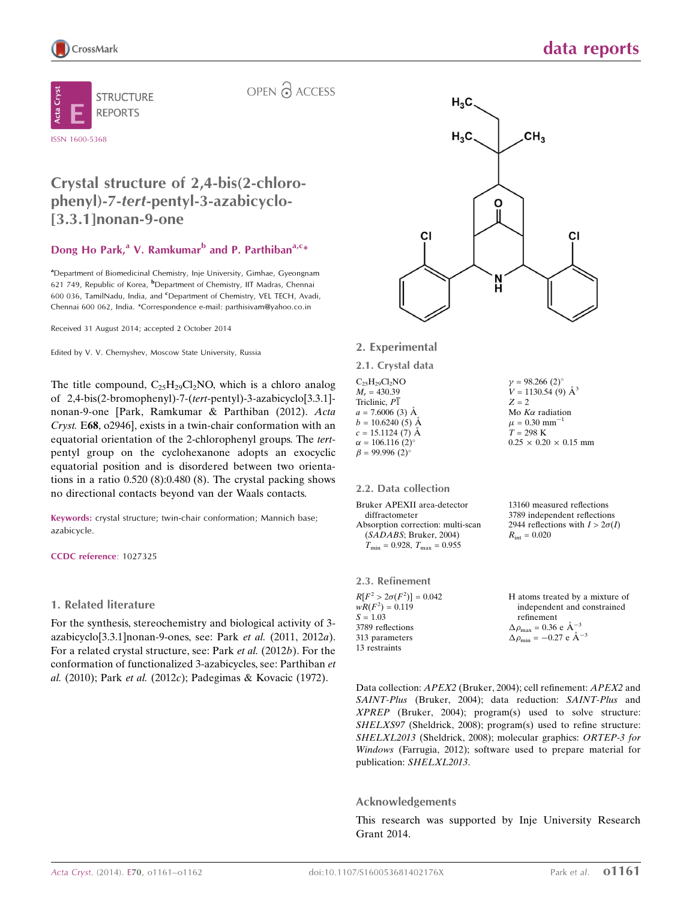STRUCTURE REPORTS

OPEN ACCESS

ISSN 1600-5368

# Crystal structure of 2,4-bis(2-chlorophenyl)-7-*tert*-pentyl-3-azabicyclo-[3.3.1]nonan-9-one

**Dong Ho Park,[a] V. Ramkumar[b] and P. Parthiban[a,c]***

[a]Department of Biomedicinal Chemistry, Inje University, Gimhae, Gyeongnam 621 749, Republic of Korea, [b]Department of Chemistry, IIT Madras, Chennai 600 036, TamilNadu, India, and [c]Department of Chemistry, VEL TECH, Avadi, Chennai 600 062, India. *Correspondence e-mail: parthisivam@yahoo.co.in

Received 31 August 2014; accepted 2 October 2014

Edited by V. V. Chernyshev, Moscow State University, Russia

The title compound, $C_{25}H_{29}Cl_2NO$, which is a chloro analog of 2,4-bis(2-bromophenyl)-7-(*tert*-pentyl)-3-azabicyclo[3.3.1]-nonan-9-one [Park, Ramkumar & Parthiban (2012). *Acta Cryst.* E**68**, o2946], exists in a twin-chair conformation with an equatorial orientation of the 2-chlorophenyl groups. The *tert*-pentyl group on the cyclohexanone adopts an exocyclic equatorial position and is disordered between two orientations in a ratio 0.520 (8):0.480 (8). The crystal packing shows no directional contacts beyond van der Waals contacts.

**Keywords:** crystal structure; twin-chair conformation; Mannich base; azabicycle.

**CCDC reference**: 1027325

## 1. Related literature

For the synthesis, stereochemistry and biological activity of 3-azabicyclo[3.3.1]nonan-9-ones, see: Park *et al.* (2011, 2012*a*). For a related crystal structure, see: Park *et al.* (2012*b*). For the conformation of functionalized 3-azabicycles, see: Parthiban *et al.* (2010); Park *et al.* (2012*c*); Padegimas & Kovacic (1972).

## 2. Experimental

### 2.1. Crystal data

$C_{25}H_{29}Cl_2NO$
$M_r = 430.39$
Triclinic, $P\overline{1}$
$a = 7.6006$ (3) Å
$b = 10.6240$ (5) Å
$c = 15.1124$ (7) Å
$\alpha = 106.116$ (2)°
$\beta = 99.996$ (2)°
$\gamma = 98.266$ (2)°
$V = 1130.54$ (9) Å$^3$
$Z = 2$
Mo $K\alpha$ radiation
$\mu = 0.30$ mm$^{-1}$
$T = 298$ K
0.25 × 0.20 × 0.15 mm

### 2.2. Data collection

Bruker APEXII area-detector diffractometer
Absorption correction: multi-scan (*SADABS*; Bruker, 2004)
$T_{min} = 0.928$, $T_{max} = 0.955$
13160 measured reflections
3789 independent reflections
2944 reflections with $I > 2\sigma(I)$
$R_{int} = 0.020$

### 2.3. Refinement

$R[F^2 > 2\sigma(F^2)] = 0.042$
$wR(F^2) = 0.119$
$S = 1.03$
3789 reflections
313 parameters
13 restraints
H atoms treated by a mixture of independent and constrained refinement
$\Delta\rho_{max} = 0.36$ e Å$^{-3}$
$\Delta\rho_{min} = -0.27$ e Å$^{-3}$

Data collection: *APEX2* (Bruker, 2004); cell refinement: *APEX2* and *SAINT-Plus* (Bruker, 2004); data reduction: *SAINT-Plus* and *XPREP* (Bruker, 2004); program(s) used to solve structure: *SHELXS97* (Sheldrick, 2008); program(s) used to refine structure: *SHELXL2013* (Sheldrick, 2008); molecular graphics: *ORTEP-3 for Windows* (Farrugia, 2012); software used to prepare material for publication: *SHELXL2013*.

### Acknowledgements

This research was supported by Inje University Research Grant 2014.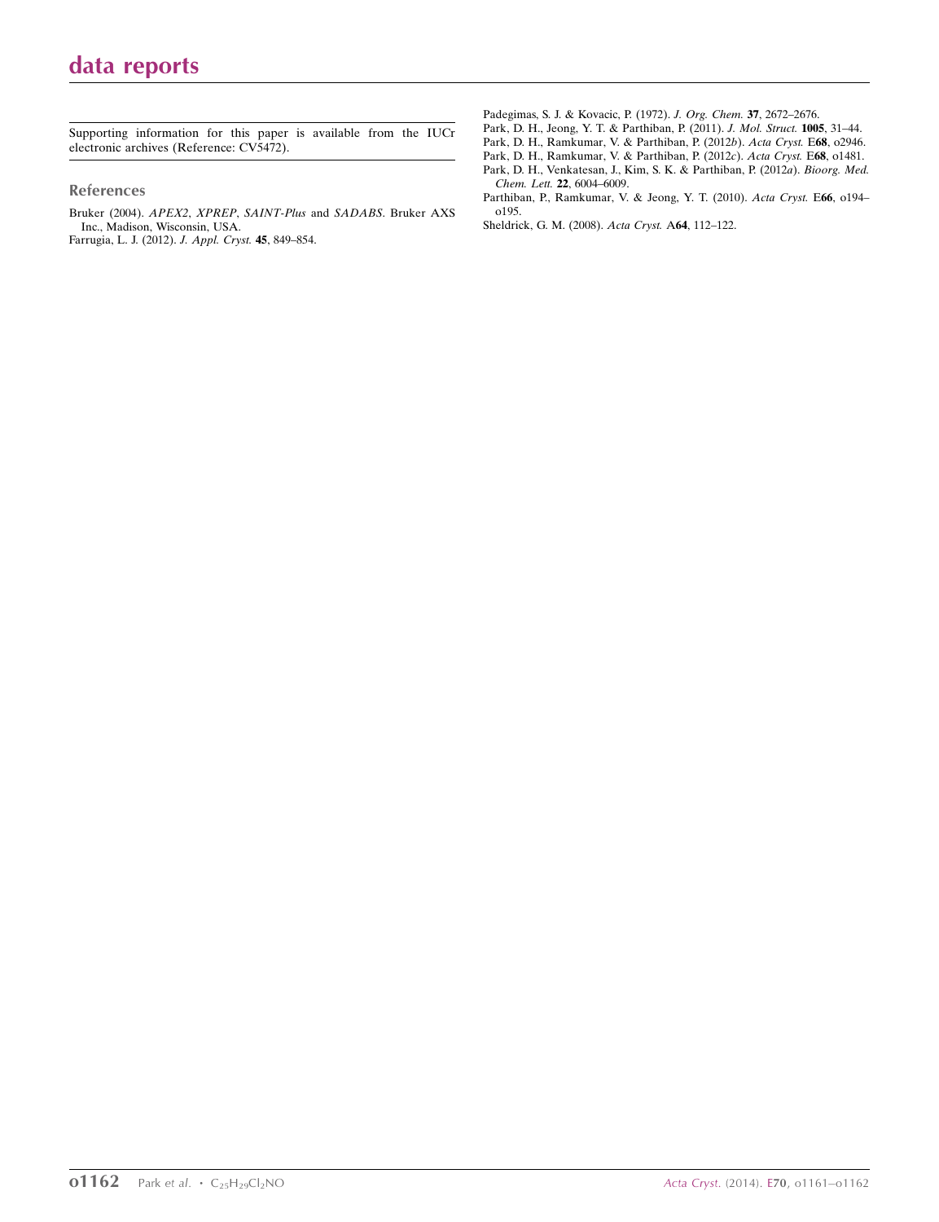Supporting information for this paper is available from the IUCr electronic archives (Reference: CV5472).

## References

Bruker (2004). *APEX2*, *XPREP*, *SAINT-Plus* and *SADABS*. Bruker AXS Inc., Madison, Wisconsin, USA.

Farrugia, L. J. (2012). *J. Appl. Cryst.* **45**, 849–854.

Padegimas, S. J. & Kovacic, P. (1972). *J. Org. Chem.* **37**, 2672–2676.

Park, D. H., Jeong, Y. T. & Parthiban, P. (2011). *J. Mol. Struct.* **1005**, 31–44.

Park, D. H., Ramkumar, V. & Parthiban, P. (2012*b*). *Acta Cryst.* E**68**, o2946.

Park, D. H., Ramkumar, V. & Parthiban, P. (2012*c*). *Acta Cryst.* E**68**, o1481.

Park, D. H., Venkatesan, J., Kim, S. K. & Parthiban, P. (2012*a*). *Bioorg. Med. Chem. Lett.* **22**, 6004–6009.

Parthiban, P., Ramkumar, V. & Jeong, Y. T. (2010). *Acta Cryst.* E**66**, o194–o195.

Sheldrick, G. M. (2008). *Acta Cryst.* A**64**, 112–122.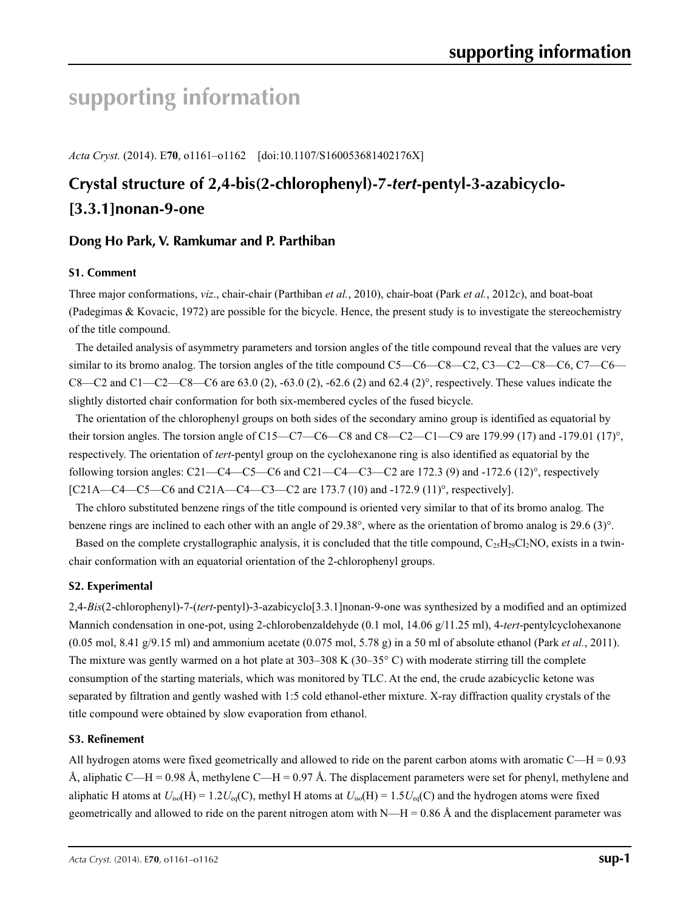# supporting information

*Acta Cryst.* (2014). E**70**, o1161–o1162 [doi:10.1107/S160053681402176X]

## Crystal structure of 2,4-bis(2-chlorophenyl)-7-*tert*-pentyl-3-azabicyclo-[3.3.1]nonan-9-one

### Dong Ho Park, V. Ramkumar and P. Parthiban

#### S1. Comment

Three major conformations, *viz*., chair-chair (Parthiban *et al.*, 2010), chair-boat (Park *et al.*, 2012*c*), and boat-boat (Padegimas & Kovacic, 1972) are possible for the bicycle. Hence, the present study is to investigate the stereochemistry of the title compound.

The detailed analysis of asymmetry parameters and torsion angles of the title compound reveal that the values are very similar to its bromo analog. The torsion angles of the title compound C5—C6—C8—C2, C3—C2—C8—C6, C7—C6—C8—C2 and C1—C2—C8—C6 are 63.0 (2), -63.0 (2), -62.6 (2) and 62.4 (2)°, respectively. These values indicate the slightly distorted chair conformation for both six-membered cycles of the fused bicycle.

The orientation of the chlorophenyl groups on both sides of the secondary amino group is identified as equatorial by their torsion angles. The torsion angle of C15—C7—C6—C8 and C8—C2—C1—C9 are 179.99 (17) and -179.01 (17)°, respectively. The orientation of *tert*-pentyl group on the cyclohexanone ring is also identified as equatorial by the following torsion angles: C21—C4—C5—C6 and C21—C4—C3—C2 are 172.3 (9) and -172.6 (12)°, respectively [C21A—C4—C5—C6 and C21A—C4—C3—C2 are 173.7 (10) and -172.9 (11)°, respectively].

The chloro substituted benzene rings of the title compound is oriented very similar to that of its bromo analog. The benzene rings are inclined to each other with an angle of 29.38°, where as the orientation of bromo analog is 29.6 (3)°.

Based on the complete crystallographic analysis, it is concluded that the title compound, $C_{25}H_{29}Cl_2NO$, exists in a twin-chair conformation with an equatorial orientation of the 2-chlorophenyl groups.

#### S2. Experimental

2,4-*Bis*(2-chlorophenyl)-7-(*tert*-pentyl)-3-azabicyclo[3.3.1]nonan-9-one was synthesized by a modified and an optimized Mannich condensation in one-pot, using 2-chlorobenzaldehyde (0.1 mol, 14.06 g/11.25 ml), 4-*tert*-pentylcyclohexanone (0.05 mol, 8.41 g/9.15 ml) and ammonium acetate (0.075 mol, 5.78 g) in a 50 ml of absolute ethanol (Park *et al.*, 2011). The mixture was gently warmed on a hot plate at 303–308 K (30–35° C) with moderate stirring till the complete consumption of the starting materials, which was monitored by TLC. At the end, the crude azabicyclic ketone was separated by filtration and gently washed with 1:5 cold ethanol-ether mixture. X-ray diffraction quality crystals of the title compound were obtained by slow evaporation from ethanol.

#### S3. Refinement

All hydrogen atoms were fixed geometrically and allowed to ride on the parent carbon atoms with aromatic C—H = 0.93 Å, aliphatic C—H = 0.98 Å, methylene C—H = 0.97 Å. The displacement parameters were set for phenyl, methylene and aliphatic H atoms at $U_{iso}(H) = 1.2U_{eq}(C)$, methyl H atoms at $U_{iso}(H) = 1.5U_{eq}(C)$ and the hydrogen atoms were fixed geometrically and allowed to ride on the parent nitrogen atom with N—H = 0.86 Å and the displacement parameter was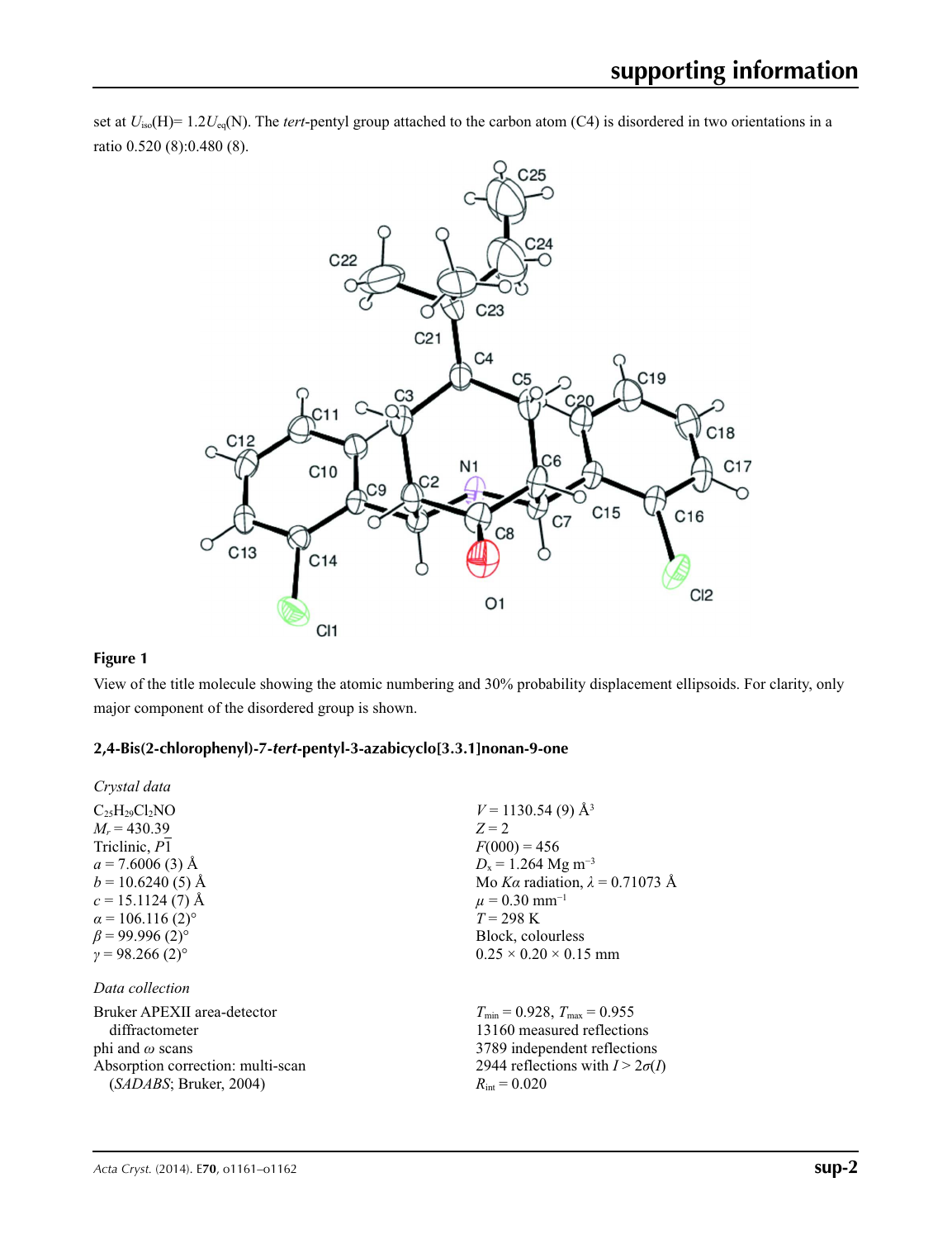set at $U_{iso}$(H)= 1.2$U_{eq}$(N). The *tert*-pentyl group attached to the carbon atom (C4) is disordered in two orientations in a ratio 0.520 (8):0.480 (8).

**Figure 1**

View of the title molecule showing the atomic numbering and 30% probability displacement ellipsoids. For clarity, only major component of the disordered group is shown.

**2,4-Bis(2-chlorophenyl)-7-*tert*-pentyl-3-azabicyclo[3.3.1]nonan-9-one**

*Crystal data*

$C_{25}H_{29}Cl_2NO$
$M_r$ = 430.39
Triclinic, $P\overline{1}$
$a$ = 7.6006 (3) Å
$b$ = 10.6240 (5) Å
$c$ = 15.1124 (7) Å
$\alpha$ = 106.116 (2)°
$\beta$ = 99.996 (2)°
$\gamma$ = 98.266 (2)°
$V$ = 1130.54 (9) Å$^3$
$Z$ = 2
$F$(000) = 456
$D_x$ = 1.264 Mg m$^{-3}$
Mo $K\alpha$ radiation, $\lambda$ = 0.71073 Å
$\mu$ = 0.30 mm$^{-1}$
$T$ = 298 K
Block, colourless
0.25 × 0.20 × 0.15 mm

*Data collection*

Bruker APEXII area-detector diffractometer
phi and $\omega$ scans
Absorption correction: multi-scan (*SADABS*; Bruker, 2004)
$T_{min}$ = 0.928, $T_{max}$ = 0.955
13160 measured reflections
3789 independent reflections
2944 reflections with $I > 2\sigma(I)$
$R_{int}$ = 0.020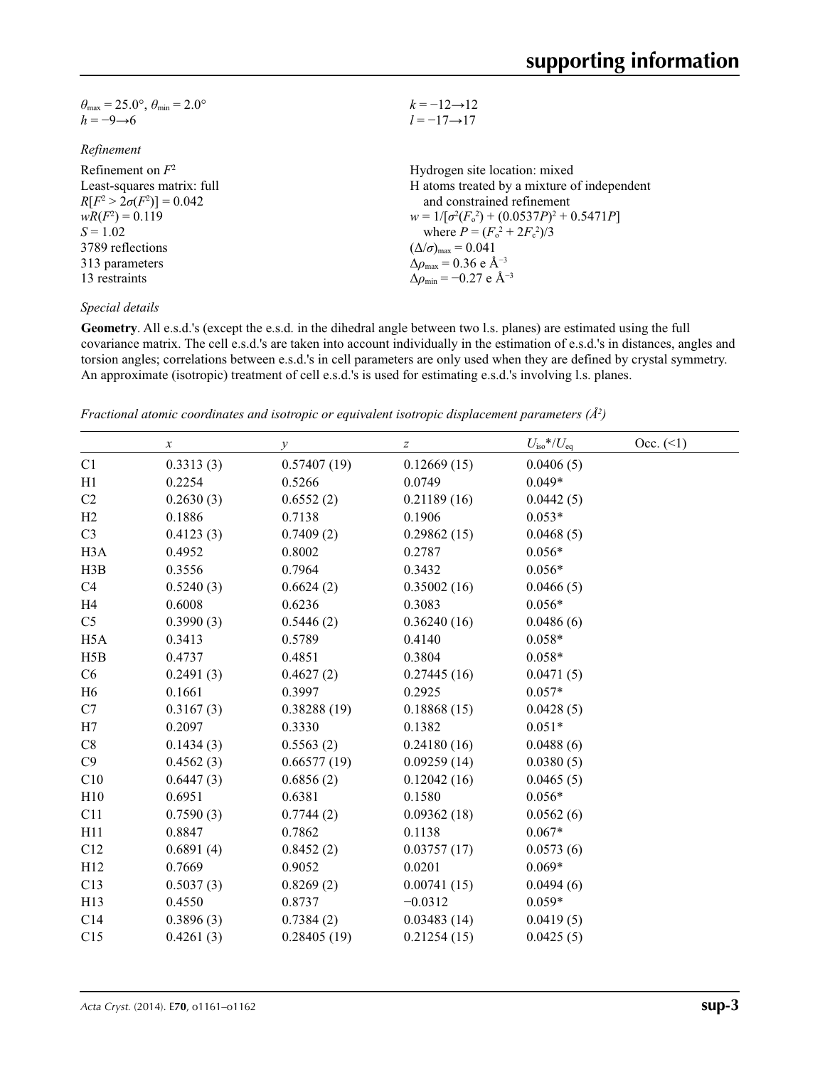| | |
|---|---|
| $\theta_{max} = 25.0°$, $\theta_{min} = 2.0°$ | $k = -12 \rightarrow 12$ |
| $h = -9 \rightarrow 6$ | $l = -17 \rightarrow 17$ |

*Refinement*

| | |
|---|---|
| Refinement on $F^2$ | Hydrogen site location: mixed |
| Least-squares matrix: full | H atoms treated by a mixture of independent and constrained refinement |
| $R[F^2 > 2\sigma(F^2)] = 0.042$ | $w = 1/[\sigma^2(F_o^2) + (0.0537P)^2 + 0.5471P]$ where $P = (F_o^2 + 2F_c^2)/3$ |
| $wR(F^2) = 0.119$ | $(\Delta/\sigma)_{max} = 0.041$ |
| $S = 1.02$ | $\Delta\rho_{max} = 0.36$ e Å$^{-3}$ |
| 3789 reflections | $\Delta\rho_{min} = -0.27$ e Å$^{-3}$ |
| 313 parameters | |
| 13 restraints | |

*Special details*

**Geometry**. All e.s.d.'s (except the e.s.d. in the dihedral angle between two l.s. planes) are estimated using the full covariance matrix. The cell e.s.d.'s are taken into account individually in the estimation of e.s.d.'s in distances, angles and torsion angles; correlations between e.s.d.'s in cell parameters are only used when they are defined by crystal symmetry. An approximate (isotropic) treatment of cell e.s.d.'s is used for estimating e.s.d.'s involving l.s. planes.

*Fractional atomic coordinates and isotropic or equivalent isotropic displacement parameters (Å$^2$)*

| | $x$ | $y$ | $z$ | $U_{iso}$*/$U_{eq}$ | Occ. (<1) |
|---|---|---|---|---|---|
| C1 | 0.3313 (3) | 0.57407 (19) | 0.12669 (15) | 0.0406 (5) | |
| H1 | 0.2254 | 0.5266 | 0.0749 | 0.049* | |
| C2 | 0.2630 (3) | 0.6552 (2) | 0.21189 (16) | 0.0442 (5) | |
| H2 | 0.1886 | 0.7138 | 0.1906 | 0.053* | |
| C3 | 0.4123 (3) | 0.7409 (2) | 0.29862 (15) | 0.0468 (5) | |
| H3A | 0.4952 | 0.8002 | 0.2787 | 0.056* | |
| H3B | 0.3556 | 0.7964 | 0.3432 | 0.056* | |
| C4 | 0.5240 (3) | 0.6624 (2) | 0.35002 (16) | 0.0466 (5) | |
| H4 | 0.6008 | 0.6236 | 0.3083 | 0.056* | |
| C5 | 0.3990 (3) | 0.5446 (2) | 0.36240 (16) | 0.0486 (6) | |
| H5A | 0.3413 | 0.5789 | 0.4140 | 0.058* | |
| H5B | 0.4737 | 0.4851 | 0.3804 | 0.058* | |
| C6 | 0.2491 (3) | 0.4627 (2) | 0.27445 (16) | 0.0471 (5) | |
| H6 | 0.1661 | 0.3997 | 0.2925 | 0.057* | |
| C7 | 0.3167 (3) | 0.38288 (19) | 0.18868 (15) | 0.0428 (5) | |
| H7 | 0.2097 | 0.3330 | 0.1382 | 0.051* | |
| C8 | 0.1434 (3) | 0.5563 (2) | 0.24180 (16) | 0.0488 (6) | |
| C9 | 0.4562 (3) | 0.66577 (19) | 0.09259 (14) | 0.0380 (5) | |
| C10 | 0.6447 (3) | 0.6856 (2) | 0.12042 (16) | 0.0465 (5) | |
| H10 | 0.6951 | 0.6381 | 0.1580 | 0.056* | |
| C11 | 0.7590 (3) | 0.7744 (2) | 0.09362 (18) | 0.0562 (6) | |
| H11 | 0.8847 | 0.7862 | 0.1138 | 0.067* | |
| C12 | 0.6891 (4) | 0.8452 (2) | 0.03757 (17) | 0.0573 (6) | |
| H12 | 0.7669 | 0.9052 | 0.0201 | 0.069* | |
| C13 | 0.5037 (3) | 0.8269 (2) | 0.00741 (15) | 0.0494 (6) | |
| H13 | 0.4550 | 0.8737 | −0.0312 | 0.059* | |
| C14 | 0.3896 (3) | 0.7384 (2) | 0.03483 (14) | 0.0419 (5) | |
| C15 | 0.4261 (3) | 0.28405 (19) | 0.21254 (15) | 0.0425 (5) | |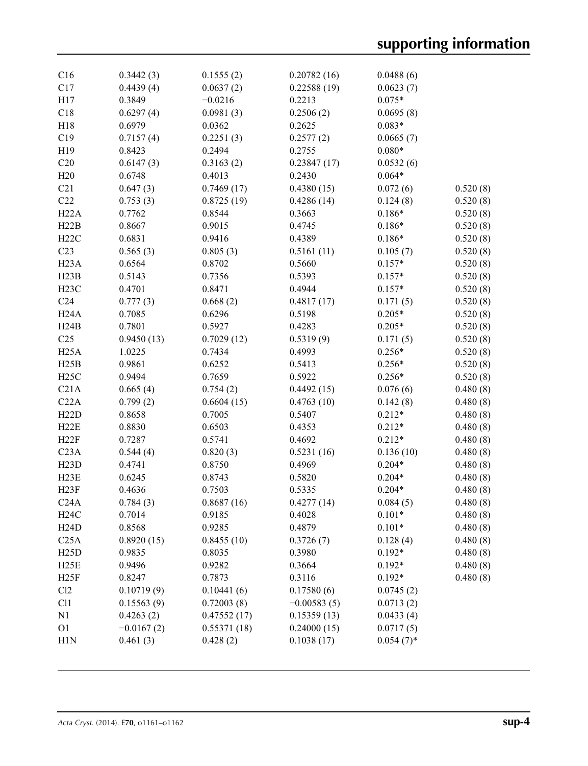| | | | | | |
|---|---|---|---|---|---|
| C16 | 0.3442 (3) | 0.1555 (2) | 0.20782 (16) | 0.0488 (6) | |
| C17 | 0.4439 (4) | 0.0637 (2) | 0.22588 (19) | 0.0623 (7) | |
| H17 | 0.3849 | −0.0216 | 0.2213 | 0.075* | |
| C18 | 0.6297 (4) | 0.0981 (3) | 0.2506 (2) | 0.0695 (8) | |
| H18 | 0.6979 | 0.0362 | 0.2625 | 0.083* | |
| C19 | 0.7157 (4) | 0.2251 (3) | 0.2577 (2) | 0.0665 (7) | |
| H19 | 0.8423 | 0.2494 | 0.2755 | 0.080* | |
| C20 | 0.6147 (3) | 0.3163 (2) | 0.23847 (17) | 0.0532 (6) | |
| H20 | 0.6748 | 0.4013 | 0.2430 | 0.064* | |
| C21 | 0.647 (3) | 0.7469 (17) | 0.4380 (15) | 0.072 (6) | 0.520 (8) |
| C22 | 0.753 (3) | 0.8725 (19) | 0.4286 (14) | 0.124 (8) | 0.520 (8) |
| H22A | 0.7762 | 0.8544 | 0.3663 | 0.186* | 0.520 (8) |
| H22B | 0.8667 | 0.9015 | 0.4745 | 0.186* | 0.520 (8) |
| H22C | 0.6831 | 0.9416 | 0.4389 | 0.186* | 0.520 (8) |
| C23 | 0.565 (3) | 0.805 (3) | 0.5161 (11) | 0.105 (7) | 0.520 (8) |
| H23A | 0.6564 | 0.8702 | 0.5660 | 0.157* | 0.520 (8) |
| H23B | 0.5143 | 0.7356 | 0.5393 | 0.157* | 0.520 (8) |
| H23C | 0.4701 | 0.8471 | 0.4944 | 0.157* | 0.520 (8) |
| C24 | 0.777 (3) | 0.668 (2) | 0.4817 (17) | 0.171 (5) | 0.520 (8) |
| H24A | 0.7085 | 0.6296 | 0.5198 | 0.205* | 0.520 (8) |
| H24B | 0.7801 | 0.5927 | 0.4283 | 0.205* | 0.520 (8) |
| C25 | 0.9450 (13) | 0.7029 (12) | 0.5319 (9) | 0.171 (5) | 0.520 (8) |
| H25A | 1.0225 | 0.7434 | 0.4993 | 0.256* | 0.520 (8) |
| H25B | 0.9861 | 0.6252 | 0.5413 | 0.256* | 0.520 (8) |
| H25C | 0.9494 | 0.7659 | 0.5922 | 0.256* | 0.520 (8) |
| C21A | 0.665 (4) | 0.754 (2) | 0.4492 (15) | 0.076 (6) | 0.480 (8) |
| C22A | 0.799 (2) | 0.6604 (15) | 0.4763 (10) | 0.142 (8) | 0.480 (8) |
| H22D | 0.8658 | 0.7005 | 0.5407 | 0.212* | 0.480 (8) |
| H22E | 0.8830 | 0.6503 | 0.4353 | 0.212* | 0.480 (8) |
| H22F | 0.7287 | 0.5741 | 0.4692 | 0.212* | 0.480 (8) |
| C23A | 0.544 (4) | 0.820 (3) | 0.5231 (16) | 0.136 (10) | 0.480 (8) |
| H23D | 0.4741 | 0.8750 | 0.4969 | 0.204* | 0.480 (8) |
| H23E | 0.6245 | 0.8743 | 0.5820 | 0.204* | 0.480 (8) |
| H23F | 0.4636 | 0.7503 | 0.5335 | 0.204* | 0.480 (8) |
| C24A | 0.784 (3) | 0.8687 (16) | 0.4277 (14) | 0.084 (5) | 0.480 (8) |
| H24C | 0.7014 | 0.9185 | 0.4028 | 0.101* | 0.480 (8) |
| H24D | 0.8568 | 0.9285 | 0.4879 | 0.101* | 0.480 (8) |
| C25A | 0.8920 (15) | 0.8455 (10) | 0.3726 (7) | 0.128 (4) | 0.480 (8) |
| H25D | 0.9835 | 0.8035 | 0.3980 | 0.192* | 0.480 (8) |
| H25E | 0.9496 | 0.9282 | 0.3664 | 0.192* | 0.480 (8) |
| H25F | 0.8247 | 0.7873 | 0.3116 | 0.192* | 0.480 (8) |
| Cl2 | 0.10719 (9) | 0.10441 (6) | 0.17580 (6) | 0.0745 (2) | |
| Cl1 | 0.15563 (9) | 0.72003 (8) | −0.00583 (5) | 0.0713 (2) | |
| N1 | 0.4263 (2) | 0.47552 (17) | 0.15359 (13) | 0.0433 (4) | |
| O1 | −0.0167 (2) | 0.55371 (18) | 0.24000 (15) | 0.0717 (5) | |
| H1N | 0.461 (3) | 0.428 (2) | 0.1038 (17) | 0.054 (7)* | |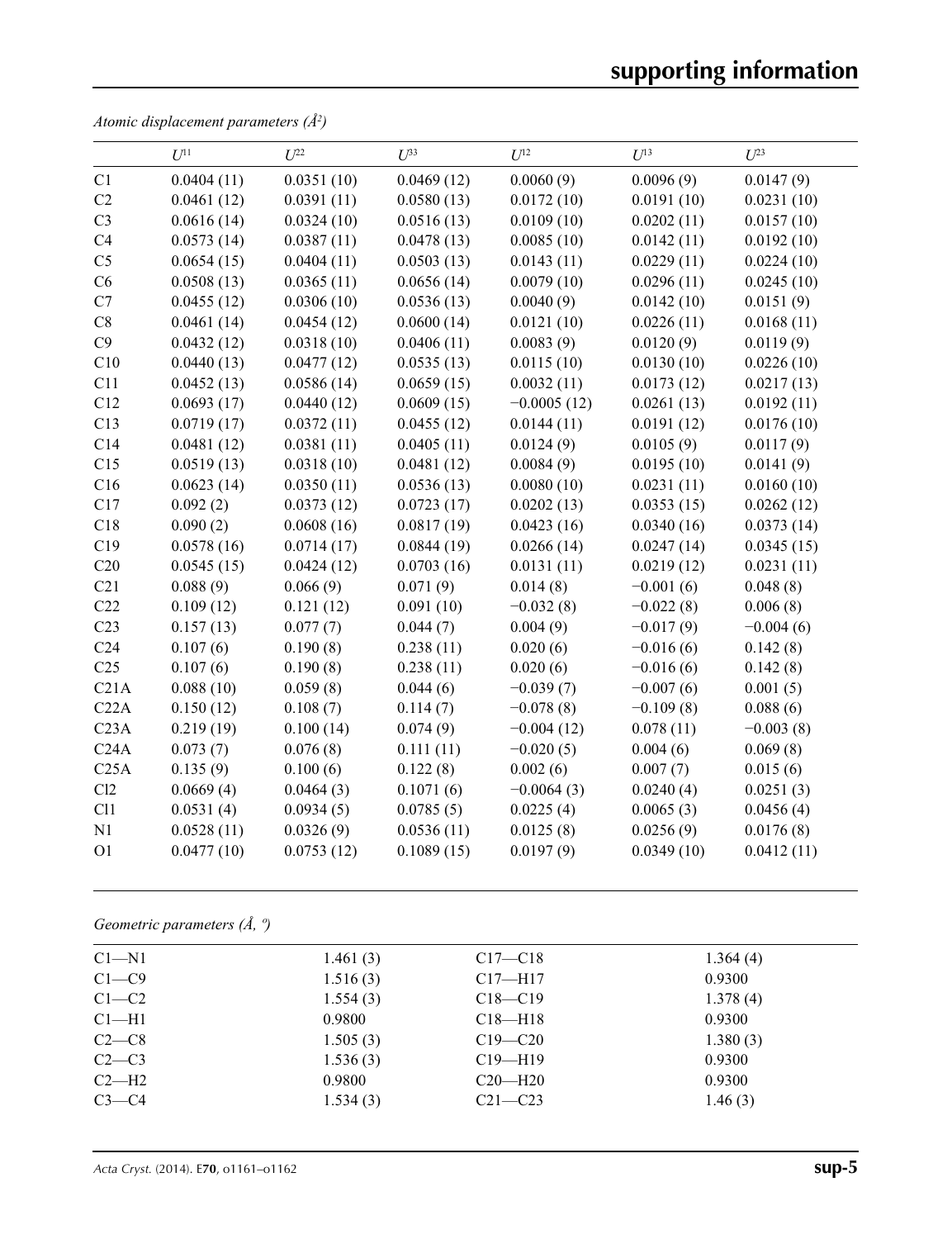*Atomic displacement parameters (Å²)*

| | $U^{11}$ | $U^{22}$ | $U^{33}$ | $U^{12}$ | $U^{13}$ | $U^{23}$ |
|---|---|---|---|---|---|---|
| C1 | 0.0404 (11) | 0.0351 (10) | 0.0469 (12) | 0.0060 (9) | 0.0096 (9) | 0.0147 (9) |
| C2 | 0.0461 (12) | 0.0391 (11) | 0.0580 (13) | 0.0172 (10) | 0.0191 (10) | 0.0231 (10) |
| C3 | 0.0616 (14) | 0.0324 (10) | 0.0516 (13) | 0.0109 (10) | 0.0202 (11) | 0.0157 (10) |
| C4 | 0.0573 (14) | 0.0387 (11) | 0.0478 (13) | 0.0085 (10) | 0.0142 (11) | 0.0192 (10) |
| C5 | 0.0654 (15) | 0.0404 (11) | 0.0503 (13) | 0.0143 (11) | 0.0229 (11) | 0.0224 (10) |
| C6 | 0.0508 (13) | 0.0365 (11) | 0.0656 (14) | 0.0079 (10) | 0.0296 (11) | 0.0245 (10) |
| C7 | 0.0455 (12) | 0.0306 (10) | 0.0536 (13) | 0.0040 (9) | 0.0142 (10) | 0.0151 (9) |
| C8 | 0.0461 (14) | 0.0454 (12) | 0.0600 (14) | 0.0121 (10) | 0.0226 (11) | 0.0168 (11) |
| C9 | 0.0432 (12) | 0.0318 (10) | 0.0406 (11) | 0.0083 (9) | 0.0120 (9) | 0.0119 (9) |
| C10 | 0.0440 (13) | 0.0477 (12) | 0.0535 (13) | 0.0115 (10) | 0.0130 (10) | 0.0226 (10) |
| C11 | 0.0452 (13) | 0.0586 (14) | 0.0659 (15) | 0.0032 (11) | 0.0173 (12) | 0.0217 (13) |
| C12 | 0.0693 (17) | 0.0440 (12) | 0.0609 (15) | −0.0005 (12) | 0.0261 (13) | 0.0192 (11) |
| C13 | 0.0719 (17) | 0.0372 (11) | 0.0455 (12) | 0.0144 (11) | 0.0191 (12) | 0.0176 (10) |
| C14 | 0.0481 (12) | 0.0381 (11) | 0.0405 (11) | 0.0124 (9) | 0.0105 (9) | 0.0117 (9) |
| C15 | 0.0519 (13) | 0.0318 (10) | 0.0481 (12) | 0.0084 (9) | 0.0195 (10) | 0.0141 (9) |
| C16 | 0.0623 (14) | 0.0350 (11) | 0.0536 (13) | 0.0080 (10) | 0.0231 (11) | 0.0160 (10) |
| C17 | 0.092 (2) | 0.0373 (12) | 0.0723 (17) | 0.0202 (13) | 0.0353 (15) | 0.0262 (12) |
| C18 | 0.090 (2) | 0.0608 (16) | 0.0817 (19) | 0.0423 (16) | 0.0340 (16) | 0.0373 (14) |
| C19 | 0.0578 (16) | 0.0714 (17) | 0.0844 (19) | 0.0266 (14) | 0.0247 (14) | 0.0345 (15) |
| C20 | 0.0545 (15) | 0.0424 (12) | 0.0703 (16) | 0.0131 (11) | 0.0219 (12) | 0.0231 (11) |
| C21 | 0.088 (9) | 0.066 (9) | 0.071 (9) | 0.014 (8) | −0.001 (6) | 0.048 (8) |
| C22 | 0.109 (12) | 0.121 (12) | 0.091 (10) | −0.032 (8) | −0.022 (8) | 0.006 (8) |
| C23 | 0.157 (13) | 0.077 (7) | 0.044 (7) | 0.004 (9) | −0.017 (9) | −0.004 (6) |
| C24 | 0.107 (6) | 0.190 (8) | 0.238 (11) | 0.020 (6) | −0.016 (6) | 0.142 (8) |
| C25 | 0.107 (6) | 0.190 (8) | 0.238 (11) | 0.020 (6) | −0.016 (6) | 0.142 (8) |
| C21A | 0.088 (10) | 0.059 (8) | 0.044 (6) | −0.039 (7) | −0.007 (6) | 0.001 (5) |
| C22A | 0.150 (12) | 0.108 (7) | 0.114 (7) | −0.078 (8) | −0.109 (8) | 0.088 (6) |
| C23A | 0.219 (19) | 0.100 (14) | 0.074 (9) | −0.004 (12) | 0.078 (11) | −0.003 (8) |
| C24A | 0.073 (7) | 0.076 (8) | 0.111 (11) | −0.020 (5) | 0.004 (6) | 0.069 (8) |
| C25A | 0.135 (9) | 0.100 (6) | 0.122 (8) | 0.002 (6) | 0.007 (7) | 0.015 (6) |
| Cl2 | 0.0669 (4) | 0.0464 (3) | 0.1071 (6) | −0.0064 (3) | 0.0240 (4) | 0.0251 (3) |
| Cl1 | 0.0531 (4) | 0.0934 (5) | 0.0785 (5) | 0.0225 (4) | 0.0065 (3) | 0.0456 (4) |
| N1 | 0.0528 (11) | 0.0326 (9) | 0.0536 (11) | 0.0125 (8) | 0.0256 (9) | 0.0176 (8) |
| O1 | 0.0477 (10) | 0.0753 (12) | 0.1089 (15) | 0.0197 (9) | 0.0349 (10) | 0.0412 (11) |

*Geometric parameters (Å, º)*

| | | | |
|---|---|---|---|
| C1—N1 | 1.461 (3) | C17—C18 | 1.364 (4) |
| C1—C9 | 1.516 (3) | C17—H17 | 0.9300 |
| C1—C2 | 1.554 (3) | C18—C19 | 1.378 (4) |
| C1—H1 | 0.9800 | C18—H18 | 0.9300 |
| C2—C8 | 1.505 (3) | C19—C20 | 1.380 (3) |
| C2—C3 | 1.536 (3) | C19—H19 | 0.9300 |
| C2—H2 | 0.9800 | C20—H20 | 0.9300 |
| C3—C4 | 1.534 (3) | C21—C23 | 1.46 (3) |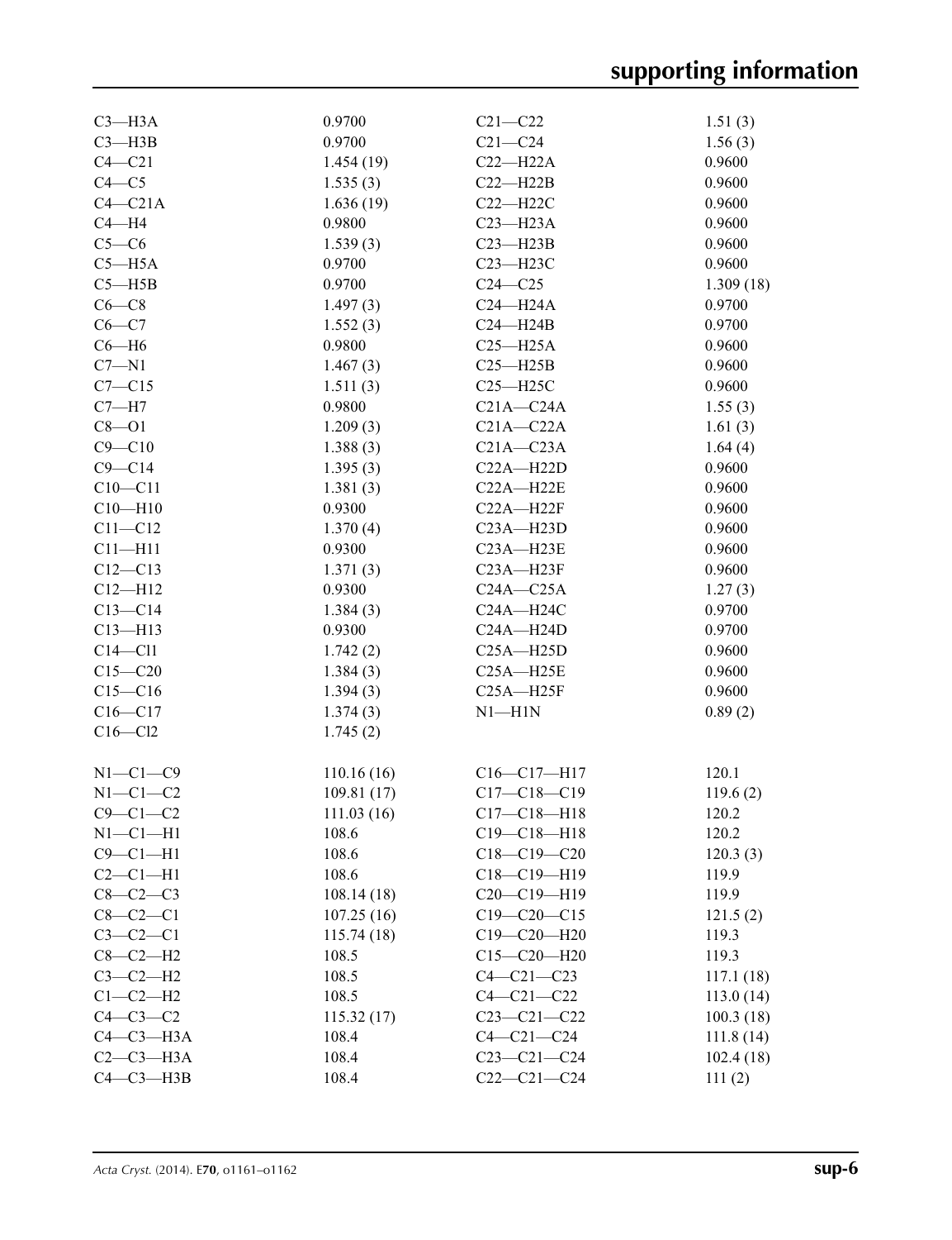| | | | |
|---|---|---|---|
| C3—H3A | 0.9700 | C21—C22 | 1.51 (3) |
| C3—H3B | 0.9700 | C21—C24 | 1.56 (3) |
| C4—C21 | 1.454 (19) | C22—H22A | 0.9600 |
| C4—C5 | 1.535 (3) | C22—H22B | 0.9600 |
| C4—C21A | 1.636 (19) | C22—H22C | 0.9600 |
| C4—H4 | 0.9800 | C23—H23A | 0.9600 |
| C5—C6 | 1.539 (3) | C23—H23B | 0.9600 |
| C5—H5A | 0.9700 | C23—H23C | 0.9600 |
| C5—H5B | 0.9700 | C24—C25 | 1.309 (18) |
| C6—C8 | 1.497 (3) | C24—H24A | 0.9700 |
| C6—C7 | 1.552 (3) | C24—H24B | 0.9700 |
| C6—H6 | 0.9800 | C25—H25A | 0.9600 |
| C7—N1 | 1.467 (3) | C25—H25B | 0.9600 |
| C7—C15 | 1.511 (3) | C25—H25C | 0.9600 |
| C7—H7 | 0.9800 | C21A—C24A | 1.55 (3) |
| C8—O1 | 1.209 (3) | C21A—C22A | 1.61 (3) |
| C9—C10 | 1.388 (3) | C21A—C23A | 1.64 (4) |
| C9—C14 | 1.395 (3) | C22A—H22D | 0.9600 |
| C10—C11 | 1.381 (3) | C22A—H22E | 0.9600 |
| C10—H10 | 0.9300 | C22A—H22F | 0.9600 |
| C11—C12 | 1.370 (4) | C23A—H23D | 0.9600 |
| C11—H11 | 0.9300 | C23A—H23E | 0.9600 |
| C12—C13 | 1.371 (3) | C23A—H23F | 0.9600 |
| C12—H12 | 0.9300 | C24A—C25A | 1.27 (3) |
| C13—C14 | 1.384 (3) | C24A—H24C | 0.9700 |
| C13—H13 | 0.9300 | C24A—H24D | 0.9700 |
| C14—Cl1 | 1.742 (2) | C25A—H25D | 0.9600 |
| C15—C20 | 1.384 (3) | C25A—H25E | 0.9600 |
| C15—C16 | 1.394 (3) | C25A—H25F | 0.9600 |
| C16—C17 | 1.374 (3) | N1—H1N | 0.89 (2) |
| C16—Cl2 | 1.745 (2) | | |

| | | | |
|---|---|---|---|
| N1—C1—C9 | 110.16 (16) | C16—C17—H17 | 120.1 |
| N1—C1—C2 | 109.81 (17) | C17—C18—C19 | 119.6 (2) |
| C9—C1—C2 | 111.03 (16) | C17—C18—H18 | 120.2 |
| N1—C1—H1 | 108.6 | C19—C18—H18 | 120.2 |
| C9—C1—H1 | 108.6 | C18—C19—C20 | 120.3 (3) |
| C2—C1—H1 | 108.6 | C18—C19—H19 | 119.9 |
| C8—C2—C3 | 108.14 (18) | C20—C19—H19 | 119.9 |
| C8—C2—C1 | 107.25 (16) | C19—C20—C15 | 121.5 (2) |
| C3—C2—C1 | 115.74 (18) | C19—C20—H20 | 119.3 |
| C8—C2—H2 | 108.5 | C15—C20—H20 | 119.3 |
| C3—C2—H2 | 108.5 | C4—C21—C23 | 117.1 (18) |
| C1—C2—H2 | 108.5 | C4—C21—C22 | 113.0 (14) |
| C4—C3—C2 | 115.32 (17) | C23—C21—C22 | 100.3 (18) |
| C4—C3—H3A | 108.4 | C4—C21—C24 | 111.8 (14) |
| C2—C3—H3A | 108.4 | C23—C21—C24 | 102.4 (18) |
| C4—C3—H3B | 108.4 | C22—C21—C24 | 111 (2) |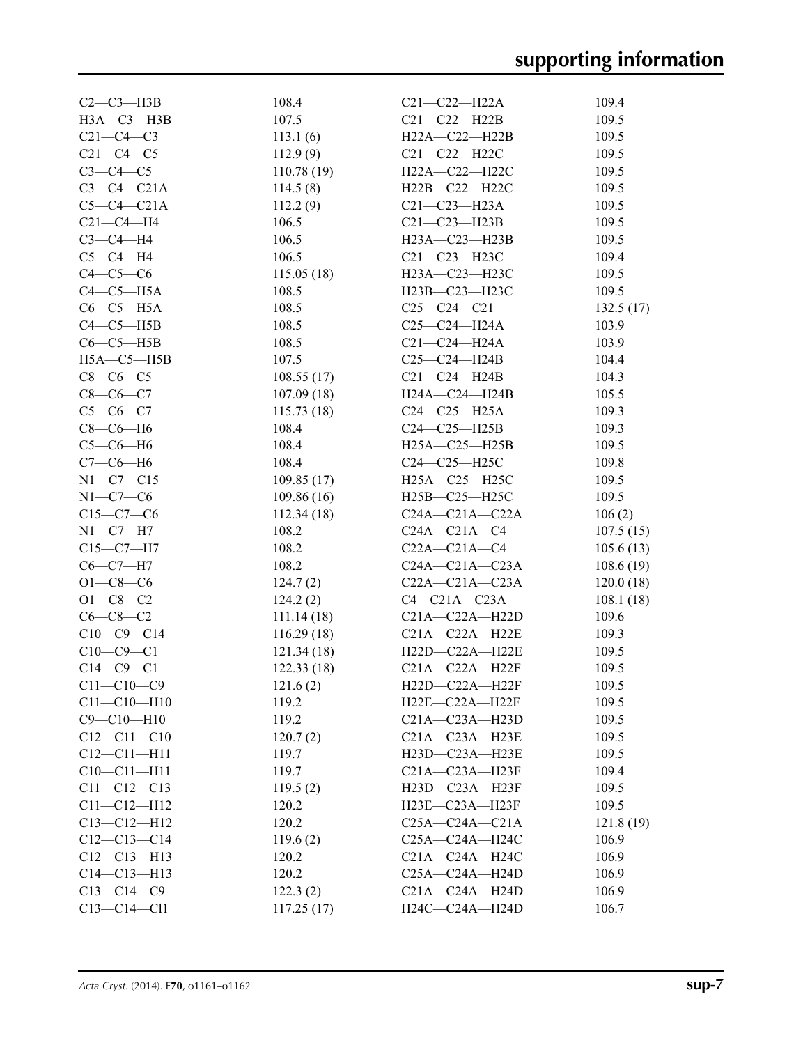| | | | |
|---|---|---|---|
| C2—C3—H3B | 108.4 | C21—C22—H22A | 109.4 |
| H3A—C3—H3B | 107.5 | C21—C22—H22B | 109.5 |
| C21—C4—C3 | 113.1 (6) | H22A—C22—H22B | 109.5 |
| C21—C4—C5 | 112.9 (9) | C21—C22—H22C | 109.5 |
| C3—C4—C5 | 110.78 (19) | H22A—C22—H22C | 109.5 |
| C3—C4—C21A | 114.5 (8) | H22B—C22—H22C | 109.5 |
| C5—C4—C21A | 112.2 (9) | C21—C23—H23A | 109.5 |
| C21—C4—H4 | 106.5 | C21—C23—H23B | 109.5 |
| C3—C4—H4 | 106.5 | H23A—C23—H23B | 109.5 |
| C5—C4—H4 | 106.5 | C21—C23—H23C | 109.4 |
| C4—C5—C6 | 115.05 (18) | H23A—C23—H23C | 109.5 |
| C4—C5—H5A | 108.5 | H23B—C23—H23C | 109.5 |
| C6—C5—H5A | 108.5 | C25—C24—C21 | 132.5 (17) |
| C4—C5—H5B | 108.5 | C25—C24—H24A | 103.9 |
| C6—C5—H5B | 108.5 | C21—C24—H24A | 103.9 |
| H5A—C5—H5B | 107.5 | C25—C24—H24B | 104.4 |
| C8—C6—C5 | 108.55 (17) | C21—C24—H24B | 104.3 |
| C8—C6—C7 | 107.09 (18) | H24A—C24—H24B | 105.5 |
| C5—C6—C7 | 115.73 (18) | C24—C25—H25A | 109.3 |
| C8—C6—H6 | 108.4 | C24—C25—H25B | 109.3 |
| C5—C6—H6 | 108.4 | H25A—C25—H25B | 109.5 |
| C7—C6—H6 | 108.4 | C24—C25—H25C | 109.8 |
| N1—C7—C15 | 109.85 (17) | H25A—C25—H25C | 109.5 |
| N1—C7—C6 | 109.86 (16) | H25B—C25—H25C | 109.5 |
| C15—C7—C6 | 112.34 (18) | C24A—C21A—C22A | 106 (2) |
| N1—C7—H7 | 108.2 | C24A—C21A—C4 | 107.5 (15) |
| C15—C7—H7 | 108.2 | C22A—C21A—C4 | 105.6 (13) |
| C6—C7—H7 | 108.2 | C24A—C21A—C23A | 108.6 (19) |
| O1—C8—C6 | 124.7 (2) | C22A—C21A—C23A | 120.0 (18) |
| O1—C8—C2 | 124.2 (2) | C4—C21A—C23A | 108.1 (18) |
| C6—C8—C2 | 111.14 (18) | C21A—C22A—H22D | 109.6 |
| C10—C9—C14 | 116.29 (18) | C21A—C22A—H22E | 109.3 |
| C10—C9—C1 | 121.34 (18) | H22D—C22A—H22E | 109.5 |
| C14—C9—C1 | 122.33 (18) | C21A—C22A—H22F | 109.5 |
| C11—C10—C9 | 121.6 (2) | H22D—C22A—H22F | 109.5 |
| C11—C10—H10 | 119.2 | H22E—C22A—H22F | 109.5 |
| C9—C10—H10 | 119.2 | C21A—C23A—H23D | 109.5 |
| C12—C11—C10 | 120.7 (2) | C21A—C23A—H23E | 109.5 |
| C12—C11—H11 | 119.7 | H23D—C23A—H23E | 109.5 |
| C10—C11—H11 | 119.7 | C21A—C23A—H23F | 109.4 |
| C11—C12—C13 | 119.5 (2) | H23D—C23A—H23F | 109.5 |
| C11—C12—H12 | 120.2 | H23E—C23A—H23F | 109.5 |
| C13—C12—H12 | 120.2 | C25A—C24A—C21A | 121.8 (19) |
| C12—C13—C14 | 119.6 (2) | C25A—C24A—H24C | 106.9 |
| C12—C13—H13 | 120.2 | C21A—C24A—H24C | 106.9 |
| C14—C13—H13 | 120.2 | C25A—C24A—H24D | 106.9 |
| C13—C14—C9 | 122.3 (2) | C21A—C24A—H24D | 106.9 |
| C13—C14—Cl1 | 117.25 (17) | H24C—C24A—H24D | 106.7 |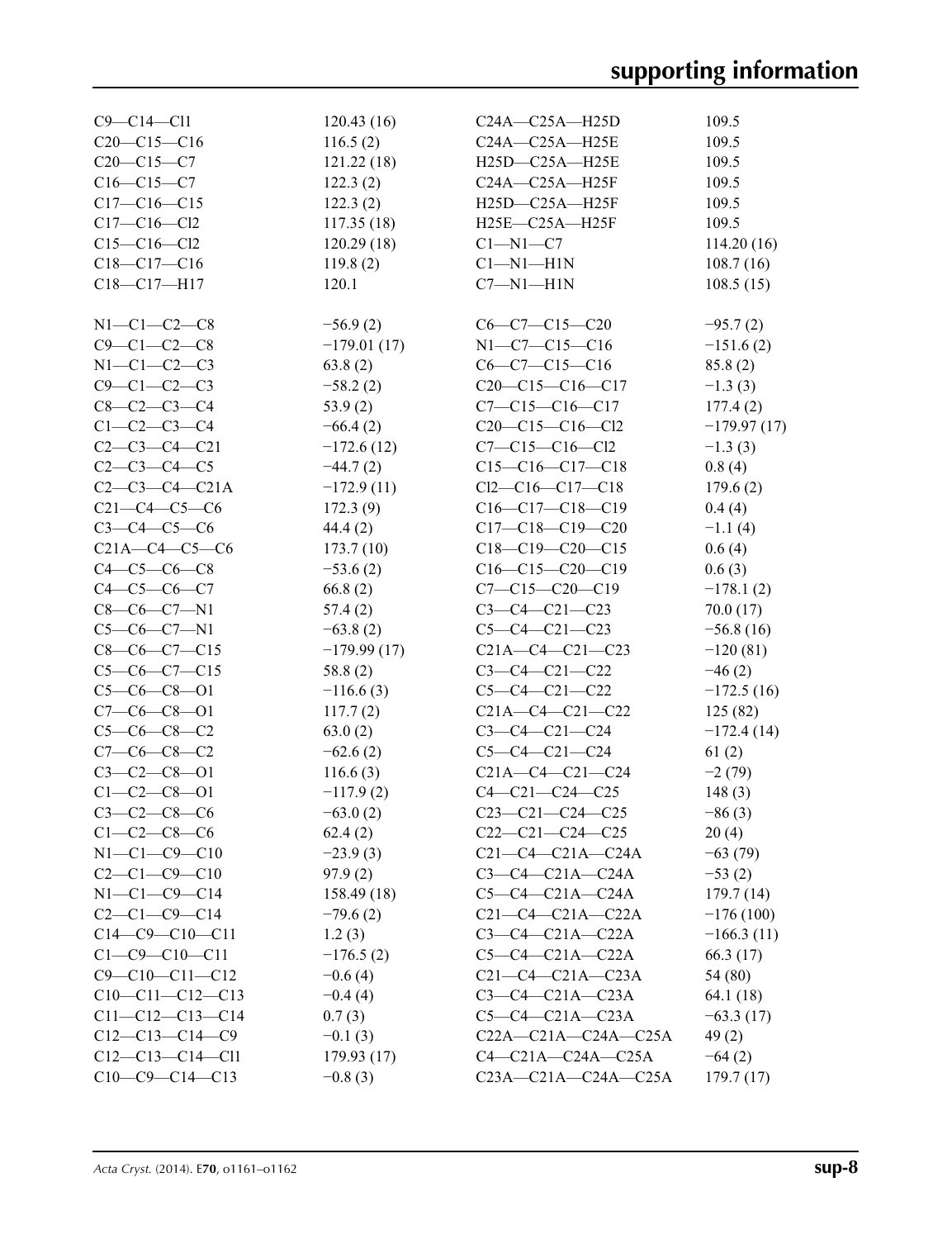| | | | |
|---|---|---|---|
| C9—C14—Cl1 | 120.43 (16) | C24A—C25A—H25D | 109.5 |
| C20—C15—C16 | 116.5 (2) | C24A—C25A—H25E | 109.5 |
| C20—C15—C7 | 121.22 (18) | H25D—C25A—H25E | 109.5 |
| C16—C15—C7 | 122.3 (2) | C24A—C25A—H25F | 109.5 |
| C17—C16—C15 | 122.3 (2) | H25D—C25A—H25F | 109.5 |
| C17—C16—Cl2 | 117.35 (18) | H25E—C25A—H25F | 109.5 |
| C15—C16—Cl2 | 120.29 (18) | C1—N1—C7 | 114.20 (16) |
| C18—C17—C16 | 119.8 (2) | C1—N1—H1N | 108.7 (16) |
| C18—C17—H17 | 120.1 | C7—N1—H1N | 108.5 (15) |

| | | | |
|---|---|---|---|
| N1—C1—C2—C8 | −56.9 (2) | C6—C7—C15—C20 | −95.7 (2) |
| C9—C1—C2—C8 | −179.01 (17) | N1—C7—C15—C16 | −151.6 (2) |
| N1—C1—C2—C3 | 63.8 (2) | C6—C7—C15—C16 | 85.8 (2) |
| C9—C1—C2—C3 | −58.2 (2) | C20—C15—C16—C17 | −1.3 (3) |
| C8—C2—C3—C4 | 53.9 (2) | C7—C15—C16—C17 | 177.4 (2) |
| C1—C2—C3—C4 | −66.4 (2) | C20—C15—C16—Cl2 | −179.97 (17) |
| C2—C3—C4—C21 | −172.6 (12) | C7—C15—C16—Cl2 | −1.3 (3) |
| C2—C3—C4—C5 | −44.7 (2) | C15—C16—C17—C18 | 0.8 (4) |
| C2—C3—C4—C21A | −172.9 (11) | Cl2—C16—C17—C18 | 179.6 (2) |
| C21—C4—C5—C6 | 172.3 (9) | C16—C17—C18—C19 | 0.4 (4) |
| C3—C4—C5—C6 | 44.4 (2) | C17—C18—C19—C20 | −1.1 (4) |
| C21A—C4—C5—C6 | 173.7 (10) | C18—C19—C20—C15 | 0.6 (4) |
| C4—C5—C6—C8 | −53.6 (2) | C16—C15—C20—C19 | 0.6 (3) |
| C4—C5—C6—C7 | 66.8 (2) | C7—C15—C20—C19 | −178.1 (2) |
| C8—C6—C7—N1 | 57.4 (2) | C3—C4—C21—C23 | 70.0 (17) |
| C5—C6—C7—N1 | −63.8 (2) | C5—C4—C21—C23 | −56.8 (16) |
| C8—C6—C7—C15 | −179.99 (17) | C21A—C4—C21—C23 | −120 (81) |
| C5—C6—C7—C15 | 58.8 (2) | C3—C4—C21—C22 | −46 (2) |
| C5—C6—C8—O1 | −116.6 (3) | C5—C4—C21—C22 | −172.5 (16) |
| C7—C6—C8—O1 | 117.7 (2) | C21A—C4—C21—C22 | 125 (82) |
| C5—C6—C8—C2 | 63.0 (2) | C3—C4—C21—C24 | −172.4 (14) |
| C7—C6—C8—C2 | −62.6 (2) | C5—C4—C21—C24 | 61 (2) |
| C3—C2—C8—O1 | 116.6 (3) | C21A—C4—C21—C24 | −2 (79) |
| C1—C2—C8—O1 | −117.9 (2) | C4—C21—C24—C25 | 148 (3) |
| C3—C2—C8—C6 | −63.0 (2) | C23—C21—C24—C25 | −86 (3) |
| C1—C2—C8—C6 | 62.4 (2) | C22—C21—C24—C25 | 20 (4) |
| N1—C1—C9—C10 | −23.9 (3) | C21—C4—C21A—C24A | −63 (79) |
| C2—C1—C9—C10 | 97.9 (2) | C3—C4—C21A—C24A | −53 (2) |
| N1—C1—C9—C14 | 158.49 (18) | C5—C4—C21A—C24A | 179.7 (14) |
| C2—C1—C9—C14 | −79.6 (2) | C21—C4—C21A—C22A | −176 (100) |
| C14—C9—C10—C11 | 1.2 (3) | C3—C4—C21A—C22A | −166.3 (11) |
| C1—C9—C10—C11 | −176.5 (2) | C5—C4—C21A—C22A | 66.3 (17) |
| C9—C10—C11—C12 | −0.6 (4) | C21—C4—C21A—C23A | 54 (80) |
| C10—C11—C12—C13 | −0.4 (4) | C3—C4—C21A—C23A | 64.1 (18) |
| C11—C12—C13—C14 | 0.7 (3) | C5—C4—C21A—C23A | −63.3 (17) |
| C12—C13—C14—C9 | −0.1 (3) | C22A—C21A—C24A—C25A | 49 (2) |
| C12—C13—C14—Cl1 | 179.93 (17) | C4—C21A—C24A—C25A | −64 (2) |
| C10—C9—C14—C13 | −0.8 (3) | C23A—C21A—C24A—C25A | 179.7 (17) |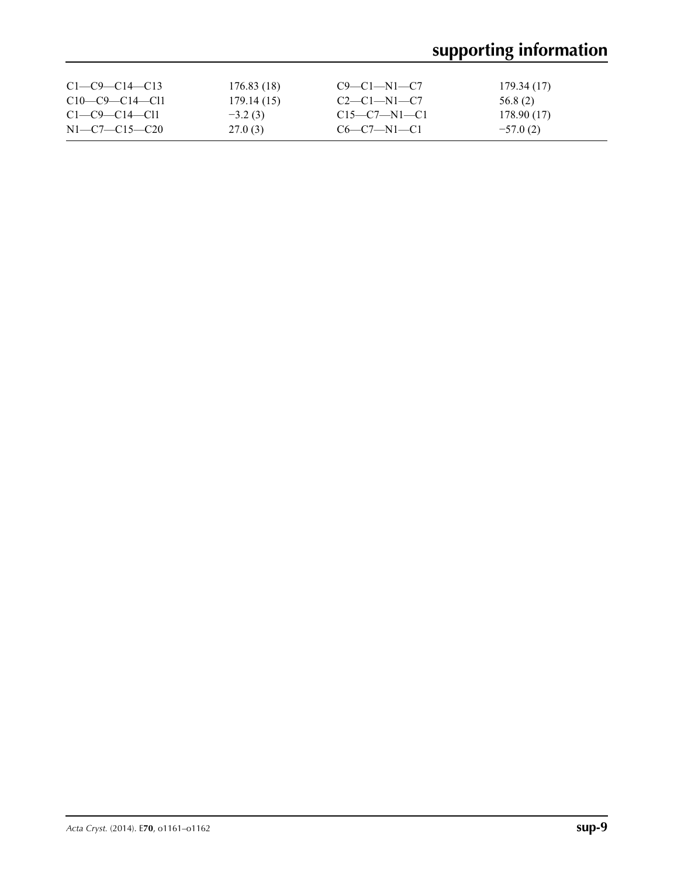| | | | |
|---|---|---|---|
| C1—C9—C14—C13 | 176.83 (18) | C9—C1—N1—C7 | 179.34 (17) |
| C10—C9—C14—Cl1 | 179.14 (15) | C2—C1—N1—C7 | 56.8 (2) |
| C1—C9—C14—Cl1 | −3.2 (3) | C15—C7—N1—C1 | 178.90 (17) |
| N1—C7—C15—C20 | 27.0 (3) | C6—C7—N1—C1 | −57.0 (2) |